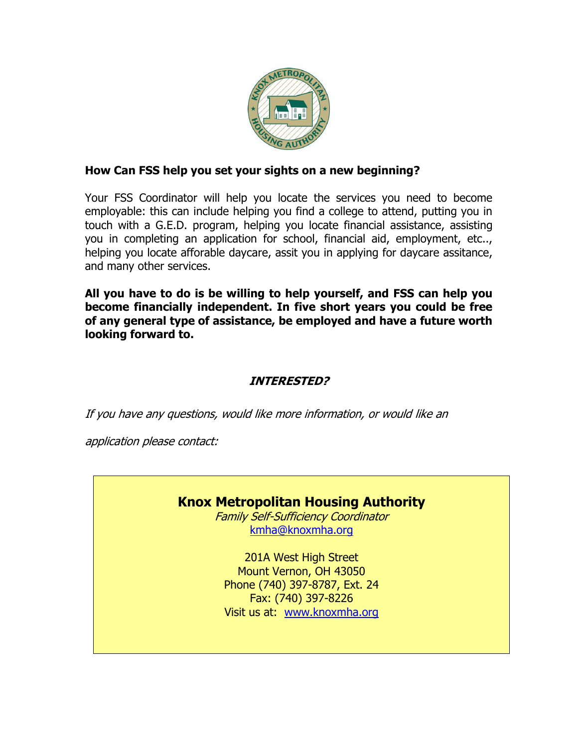**How Can FSS help you set your sights on a new beginning?**

Your FSS Coordinator will help you locate the services you need to become employable: this can include helping you find a college to attend, putting you in touch with a G.E.D. program, helping you locate financial assistance, assisting you in completing an application for school, financial aid, employment, etc.., helping you locate afforable daycare, assit you in applying for daycare assitance, and many other services.

**All you have to do is be willing to help yourself, and FSS can help you become financially independent. In five short years you could be free of any general type of assistance, be employed and have a future worth looking forward to.**

***INTERESTED?***

*If you have any questions, would like more information, or would like an application please contact:*

**Knox Metropolitan Housing Authority**
*Family Self-Sufficiency Coordinator*
kmha@knoxmha.org

201A West High Street
Mount Vernon, OH 43050
Phone (740) 397-8787, Ext. 24
Fax: (740) 397-8226
Visit us at: www.knoxmha.org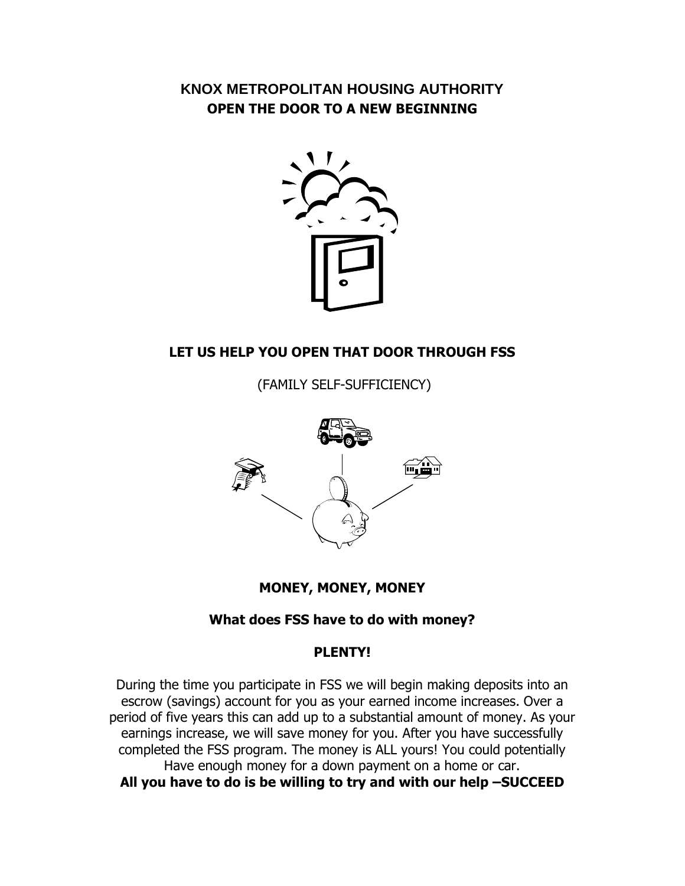## KNOX METROPOLITAN HOUSING AUTHORITY
## OPEN THE DOOR TO A NEW BEGINNING

### LET US HELP YOU OPEN THAT DOOR THROUGH FSS

(FAMILY SELF-SUFFICIENCY)

### MONEY, MONEY, MONEY

**What does FSS have to do with money?**

**PLENTY!**

During the time you participate in FSS we will begin making deposits into an escrow (savings) account for you as your earned income increases. Over a period of five years this can add up to a substantial amount of money. As your earnings increase, we will save money for you. After you have successfully completed the FSS program. The money is ALL yours! You could potentially Have enough money for a down payment on a home or car.

**All you have to do is be willing to try and with our help –SUCCEED**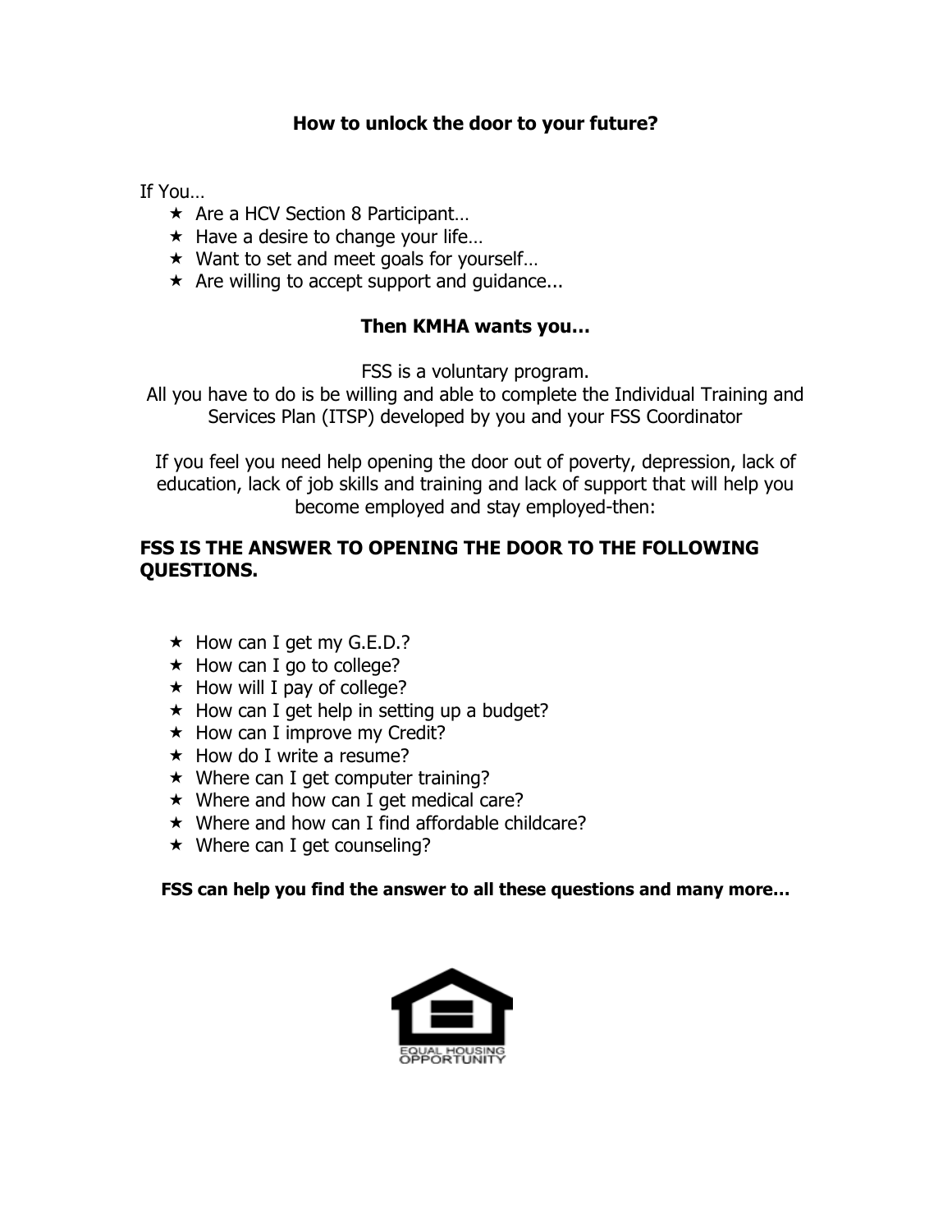## How to unlock the door to your future?

If You…

- ★ Are a HCV Section 8 Participant…
- ★ Have a desire to change your life…
- ★ Want to set and meet goals for yourself…
- ★ Are willing to accept support and guidance...

**Then KMHA wants you…**

FSS is a voluntary program.
All you have to do is be willing and able to complete the Individual Training and Services Plan (ITSP) developed by you and your FSS Coordinator

If you feel you need help opening the door out of poverty, depression, lack of education, lack of job skills and training and lack of support that will help you become employed and stay employed-then:

### FSS IS THE ANSWER TO OPENING THE DOOR TO THE FOLLOWING QUESTIONS.

- ★ How can I get my G.E.D.?
- ★ How can I go to college?
- ★ How will I pay of college?
- ★ How can I get help in setting up a budget?
- ★ How can I improve my Credit?
- ★ How do I write a resume?
- ★ Where can I get computer training?
- ★ Where and how can I get medical care?
- ★ Where and how can I find affordable childcare?
- ★ Where can I get counseling?

**FSS can help you find the answer to all these questions and many more…**

EQUAL HOUSING OPPORTUNITY